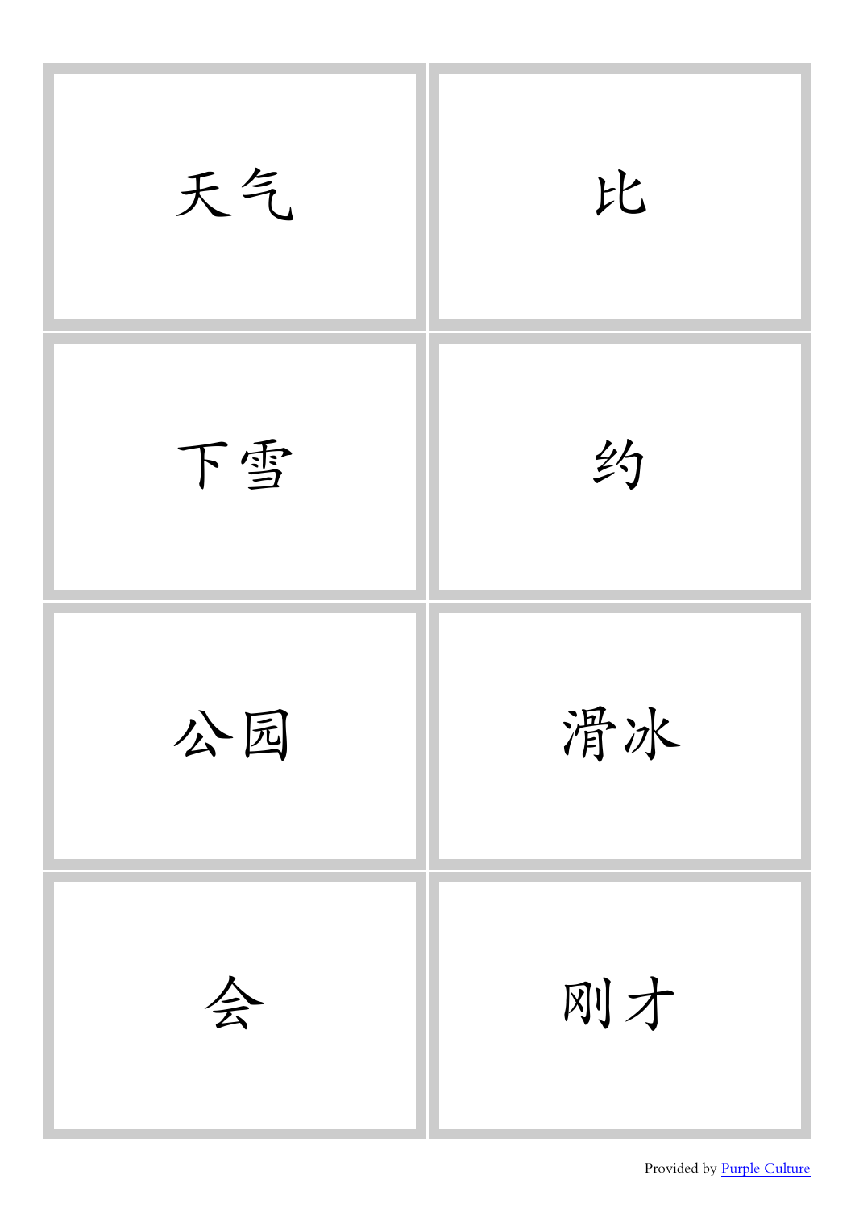| | |
|---|---|
| 天气 | 比 |
| 下雪 | 约 |
| 公园 | 滑冰 |
| 会 | 刚才 |

Provided by Purple Culture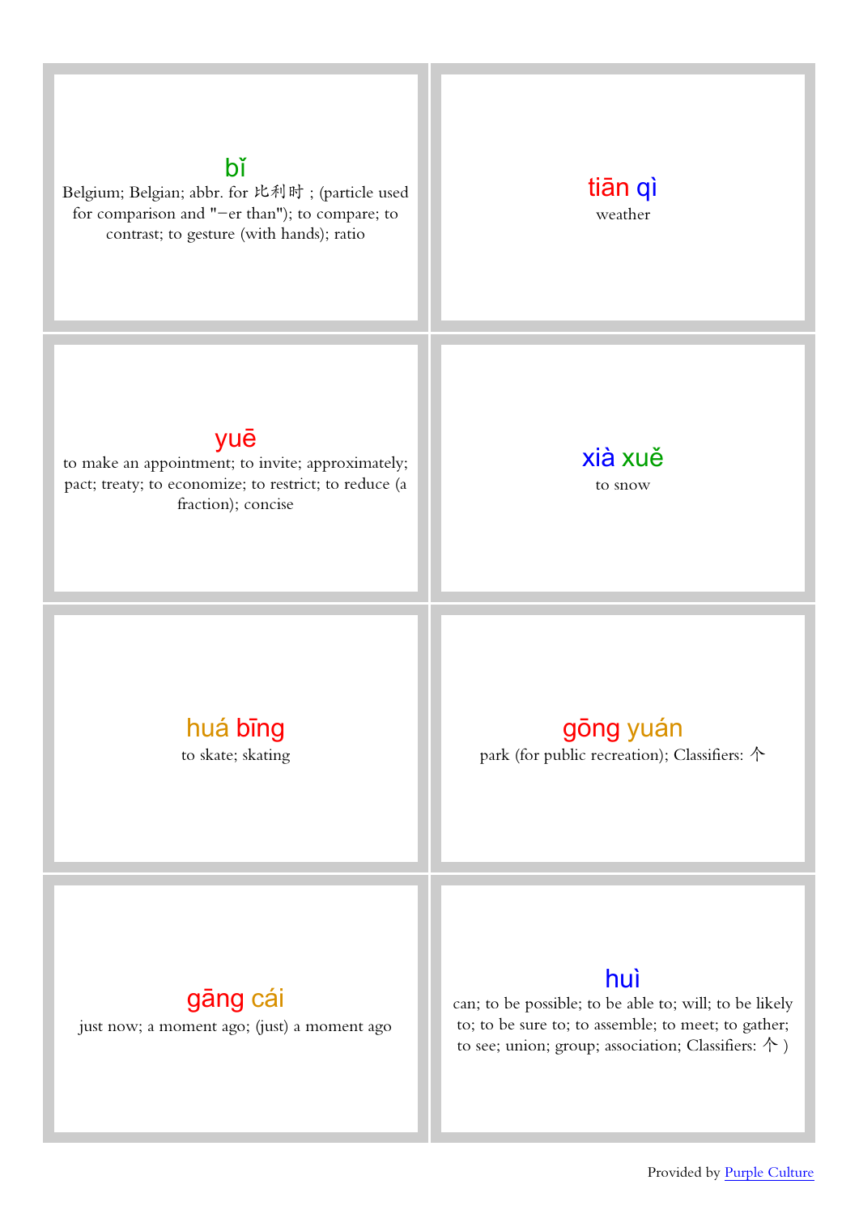**bǐ**

Belgium; Belgian; abbr. for 比利时 ; (particle used for comparison and "-er than"); to compare; to contrast; to gesture (with hands); ratio

**tiān qì**

weather

**yuē**

to make an appointment; to invite; approximately; pact; treaty; to economize; to restrict; to reduce (a fraction); concise

**xià xuě**

to snow

**huá bīng**

to skate; skating

**gōng yuán**

park (for public recreation); Classifiers: 个

**gāng cái**

just now; a moment ago; (just) a moment ago

**huì**

can; to be possible; to be able to; will; to be likely to; to be sure to; to assemble; to meet; to gather; to see; union; group; association; Classifiers: 个 )

Provided by [Purple Culture]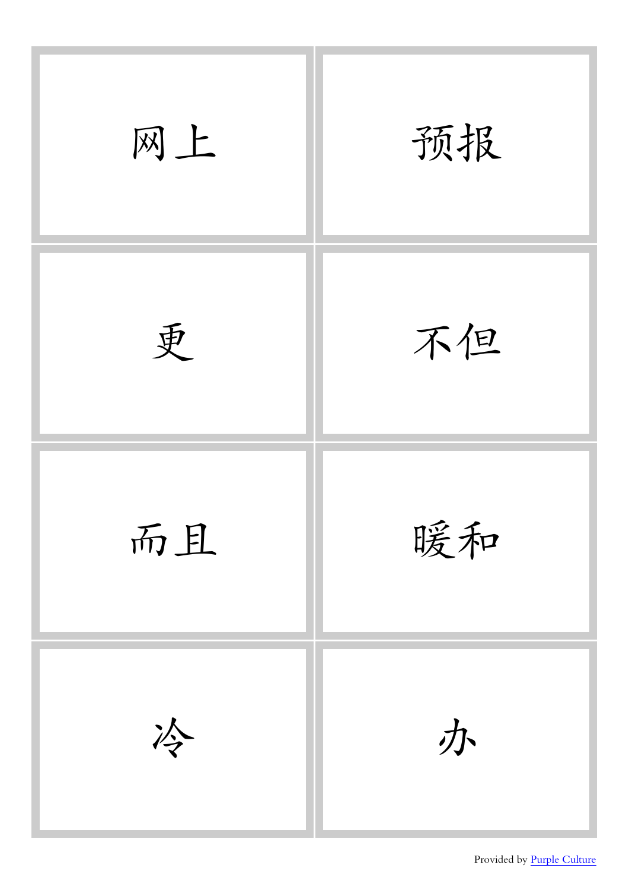| | |
| --- | --- |
| 网上 | 预报 |
| 更 | 不但 |
| 而且 | 暖和 |
| 冷 | 办 |

Provided by Purple Culture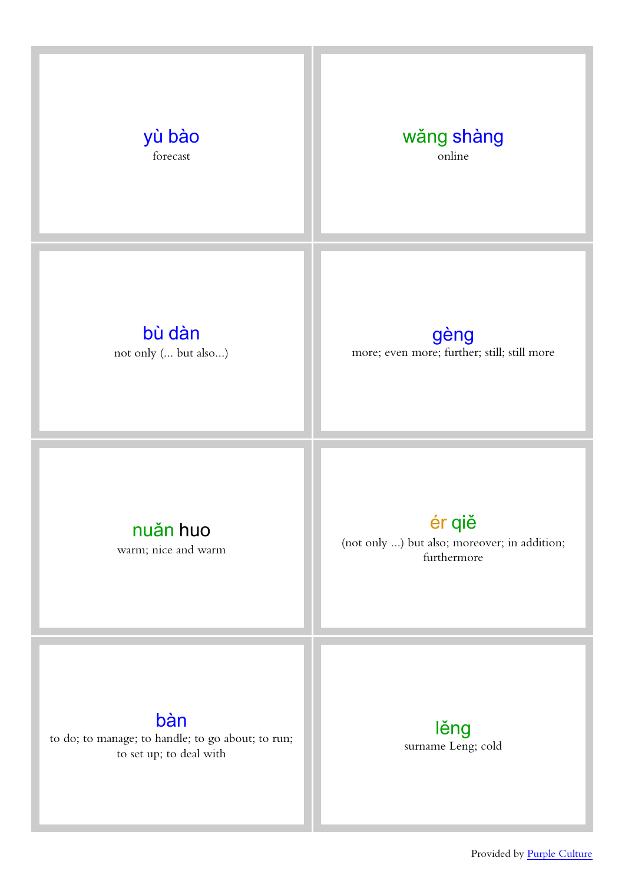| | |
|---|---|
| **yù bào**<br>forecast | **wǎng shàng**<br>online |
| **bù dàn**<br>not only (... but also...) | **gèng**<br>more; even more; further; still; still more |
| **nuǎn huo**<br>warm; nice and warm | **ér qiě**<br>(not only ...) but also; moreover; in addition; furthermore |
| **bàn**<br>to do; to manage; to handle; to go about; to run; to set up; to deal with | **lěng**<br>surname Leng; cold |

Provided by [Purple Culture]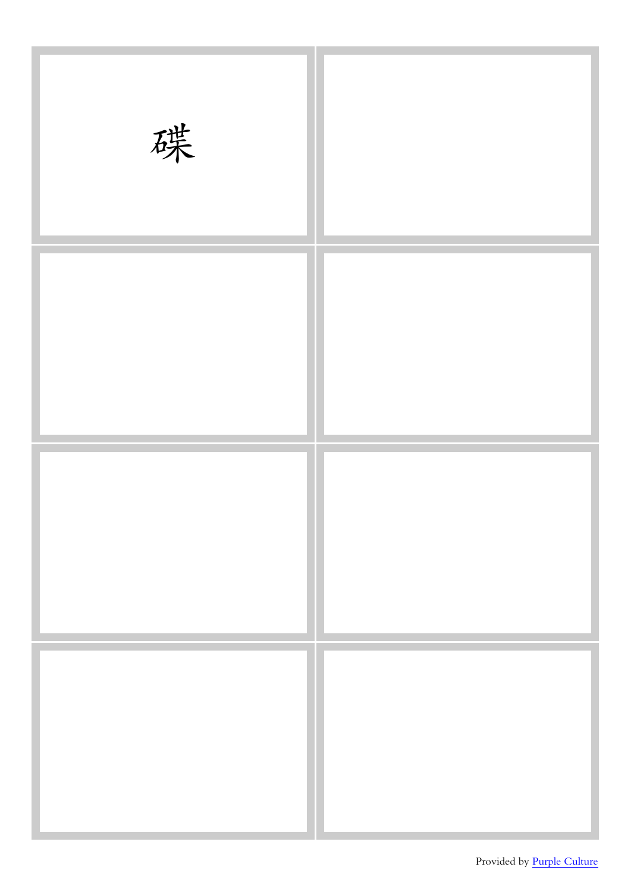碟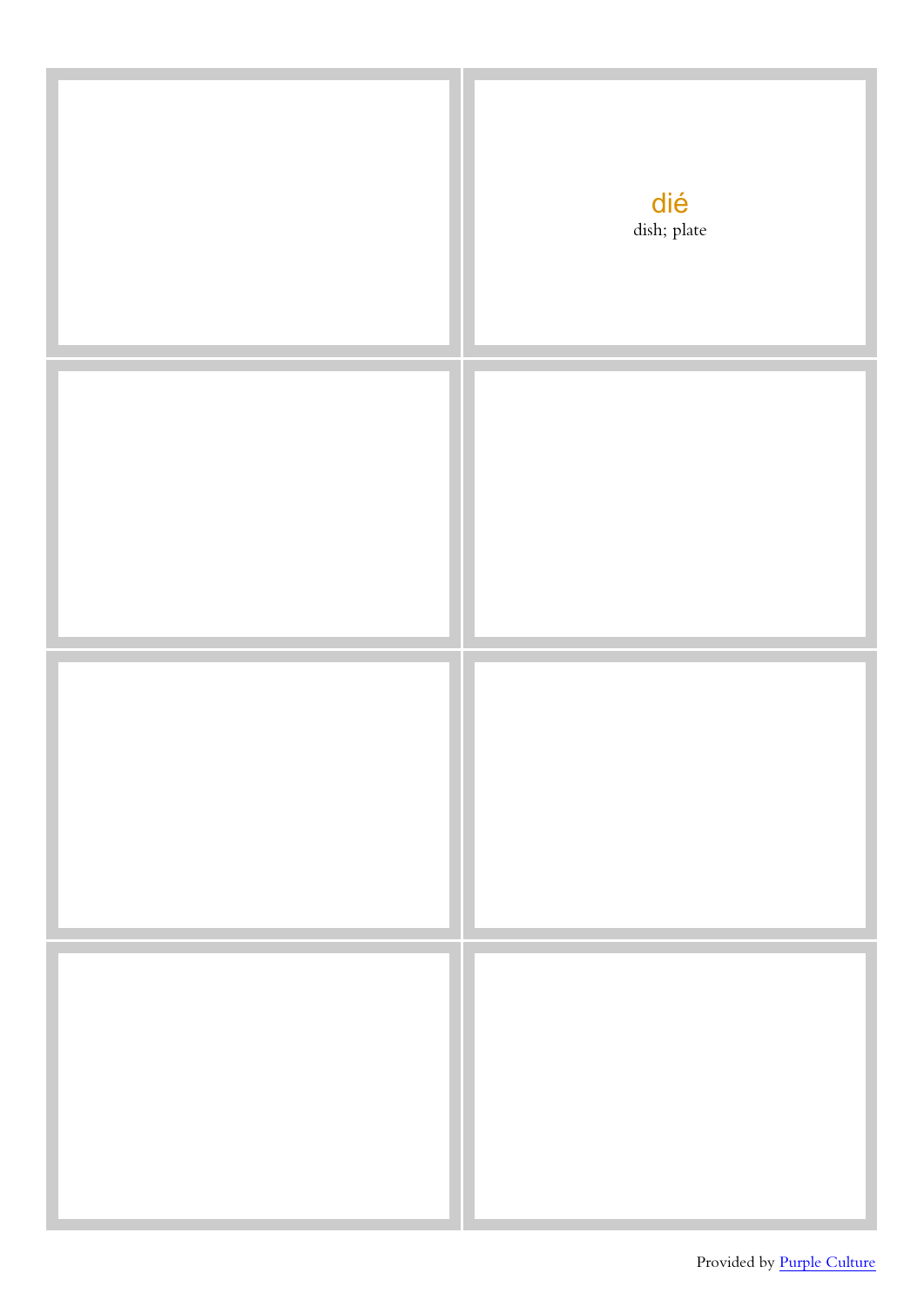dié

dish; plate

Provided by Purple Culture